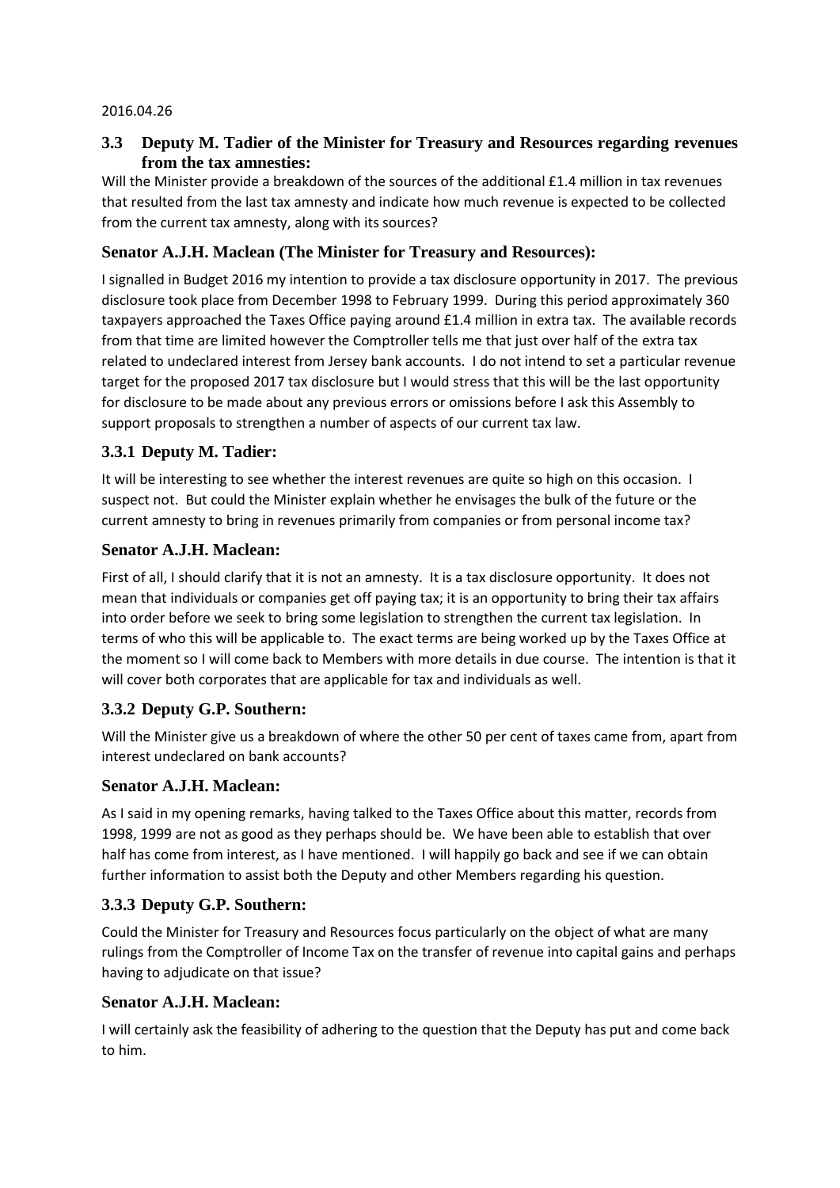2016.04.26

## 3.3 Deputy M. Tadier of the Minister for Treasury and Resources regarding revenues from the tax amnesties:

Will the Minister provide a breakdown of the sources of the additional £1.4 million in tax revenues that resulted from the last tax amnesty and indicate how much revenue is expected to be collected from the current tax amnesty, along with its sources?

### Senator A.J.H. Maclean (The Minister for Treasury and Resources):

I signalled in Budget 2016 my intention to provide a tax disclosure opportunity in 2017. The previous disclosure took place from December 1998 to February 1999. During this period approximately 360 taxpayers approached the Taxes Office paying around £1.4 million in extra tax. The available records from that time are limited however the Comptroller tells me that just over half of the extra tax related to undeclared interest from Jersey bank accounts. I do not intend to set a particular revenue target for the proposed 2017 tax disclosure but I would stress that this will be the last opportunity for disclosure to be made about any previous errors or omissions before I ask this Assembly to support proposals to strengthen a number of aspects of our current tax law.

### 3.3.1 Deputy M. Tadier:

It will be interesting to see whether the interest revenues are quite so high on this occasion. I suspect not. But could the Minister explain whether he envisages the bulk of the future or the current amnesty to bring in revenues primarily from companies or from personal income tax?

### Senator A.J.H. Maclean:

First of all, I should clarify that it is not an amnesty. It is a tax disclosure opportunity. It does not mean that individuals or companies get off paying tax; it is an opportunity to bring their tax affairs into order before we seek to bring some legislation to strengthen the current tax legislation. In terms of who this will be applicable to. The exact terms are being worked up by the Taxes Office at the moment so I will come back to Members with more details in due course. The intention is that it will cover both corporates that are applicable for tax and individuals as well.

### 3.3.2 Deputy G.P. Southern:

Will the Minister give us a breakdown of where the other 50 per cent of taxes came from, apart from interest undeclared on bank accounts?

### Senator A.J.H. Maclean:

As I said in my opening remarks, having talked to the Taxes Office about this matter, records from 1998, 1999 are not as good as they perhaps should be. We have been able to establish that over half has come from interest, as I have mentioned. I will happily go back and see if we can obtain further information to assist both the Deputy and other Members regarding his question.

### 3.3.3 Deputy G.P. Southern:

Could the Minister for Treasury and Resources focus particularly on the object of what are many rulings from the Comptroller of Income Tax on the transfer of revenue into capital gains and perhaps having to adjudicate on that issue?

### Senator A.J.H. Maclean:

I will certainly ask the feasibility of adhering to the question that the Deputy has put and come back to him.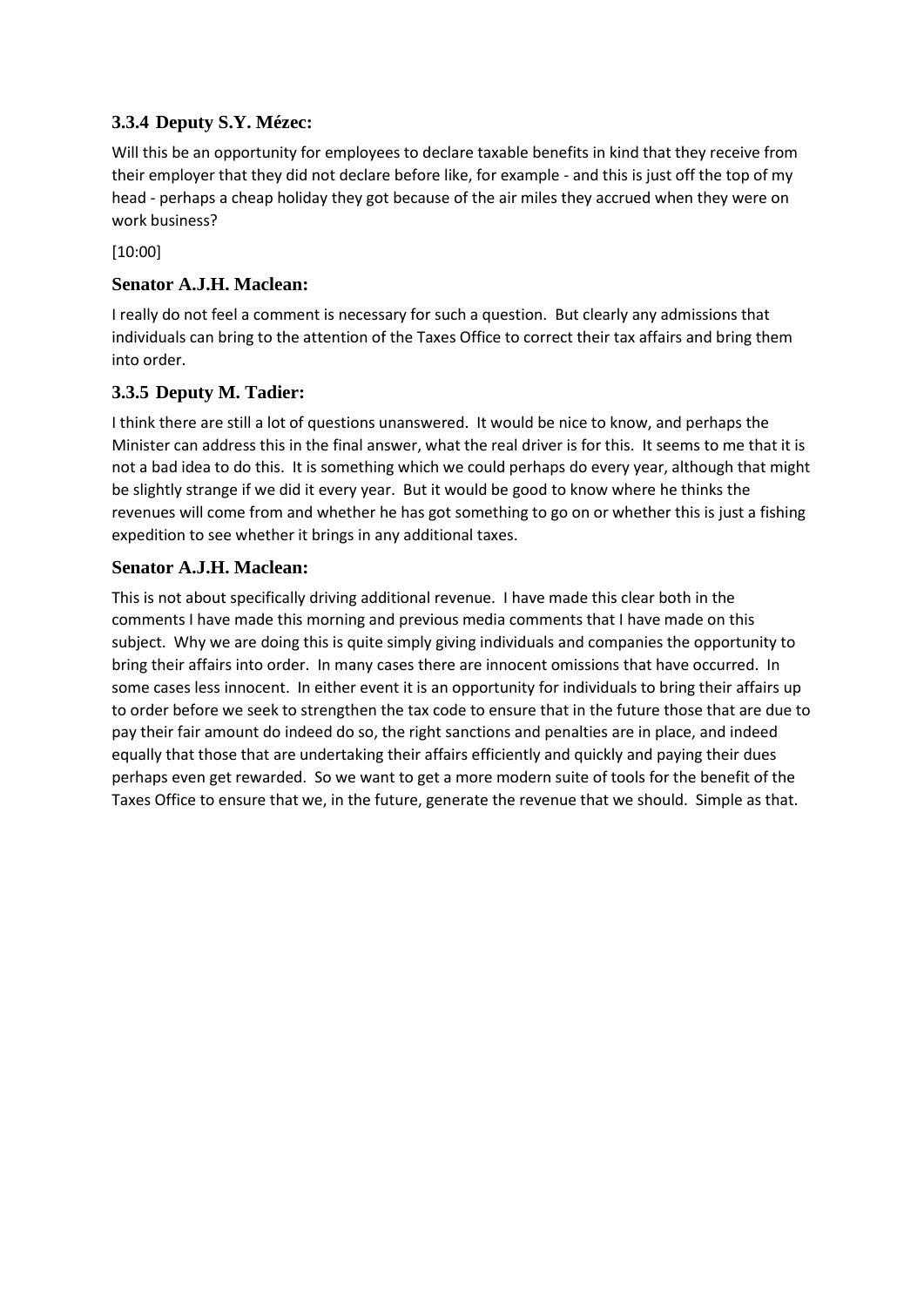### 3.3.4 Deputy S.Y. Mézec:

Will this be an opportunity for employees to declare taxable benefits in kind that they receive from their employer that they did not declare before like, for example - and this is just off the top of my head - perhaps a cheap holiday they got because of the air miles they accrued when they were on work business?

[10:00]

### Senator A.J.H. Maclean:

I really do not feel a comment is necessary for such a question. But clearly any admissions that individuals can bring to the attention of the Taxes Office to correct their tax affairs and bring them into order.

### 3.3.5 Deputy M. Tadier:

I think there are still a lot of questions unanswered. It would be nice to know, and perhaps the Minister can address this in the final answer, what the real driver is for this. It seems to me that it is not a bad idea to do this. It is something which we could perhaps do every year, although that might be slightly strange if we did it every year. But it would be good to know where he thinks the revenues will come from and whether he has got something to go on or whether this is just a fishing expedition to see whether it brings in any additional taxes.

### Senator A.J.H. Maclean:

This is not about specifically driving additional revenue. I have made this clear both in the comments I have made this morning and previous media comments that I have made on this subject. Why we are doing this is quite simply giving individuals and companies the opportunity to bring their affairs into order. In many cases there are innocent omissions that have occurred. In some cases less innocent. In either event it is an opportunity for individuals to bring their affairs up to order before we seek to strengthen the tax code to ensure that in the future those that are due to pay their fair amount do indeed do so, the right sanctions and penalties are in place, and indeed equally that those that are undertaking their affairs efficiently and quickly and paying their dues perhaps even get rewarded. So we want to get a more modern suite of tools for the benefit of the Taxes Office to ensure that we, in the future, generate the revenue that we should. Simple as that.